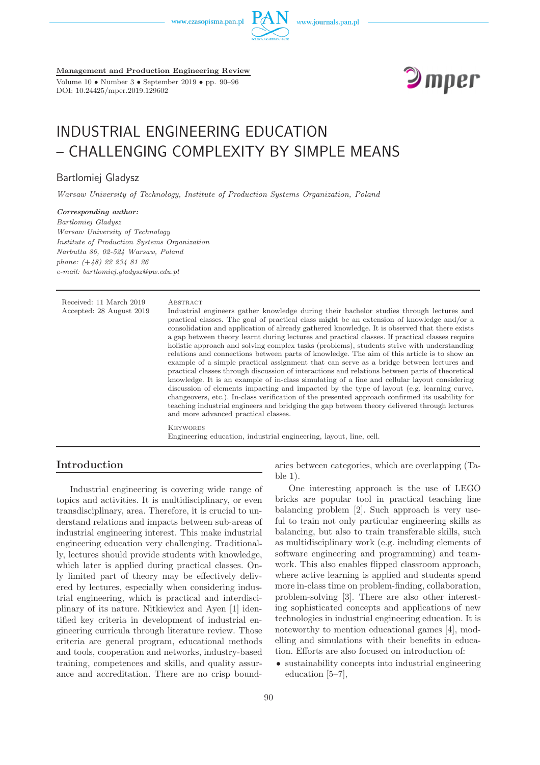Management and Production Engineering Review

Volume 10 • Number 3 • September 2019 • pp. 90–96
DOI: 10.24425/mper.2019.129602

# INDUSTRIAL ENGINEERING EDUCATION – CHALLENGING COMPLEXITY BY SIMPLE MEANS

Bartlomiej Gladysz

*Warsaw University of Technology, Institute of Production Systems Organization, Poland*

***Corresponding author:***
*Bartlomiej Gladysz*
*Warsaw University of Technology*
*Institute of Production Systems Organization*
*Narbutta 86, 02-524 Warsaw, Poland*
*phone: (+48) 22 234 81 26*
*e-mail: bartlomiej.gladysz@pw.edu.pl*

Received: 11 March 2019
Accepted: 28 August 2019

Abstract

Industrial engineers gather knowledge during their bachelor studies through lectures and practical classes. The goal of practical class might be an extension of knowledge and/or a consolidation and application of already gathered knowledge. It is observed that there exists a gap between theory learnt during lectures and practical classes. If practical classes require holistic approach and solving complex tasks (problems), students strive with understanding relations and connections between parts of knowledge. The aim of this article is to show an example of a simple practical assignment that can serve as a bridge between lectures and practical classes through discussion of interactions and relations between parts of theoretical knowledge. It is an example of in-class simulating of a line and cellular layout considering discussion of elements impacting and impacted by the type of layout (e.g. learning curve, changeovers, etc.). In-class verification of the presented approach confirmed its usability for teaching industrial engineers and bridging the gap between theory delivered through lectures and more advanced practical classes.

Keywords

Engineering education, industrial engineering, layout, line, cell.

## Introduction

Industrial engineering is covering wide range of topics and activities. It is multidisciplinary, or even transdisciplinary, area. Therefore, it is crucial to understand relations and impacts between sub-areas of industrial engineering interest. This make industrial engineering education very challenging. Traditionally, lectures should provide students with knowledge, which later is applied during practical classes. Only limited part of theory may be effectively delivered by lectures, especially when considering industrial engineering, which is practical and interdisciplinary of its nature. Nitkiewicz and Ayen [1] identified key criteria in development of industrial engineering curricula through literature review. Those criteria are general program, educational methods and tools, cooperation and networks, industry-based training, competences and skills, and quality assurance and accreditation. There are no crisp boundaries between categories, which are overlapping (Table 1).

One interesting approach is the use of LEGO bricks are popular tool in practical teaching line balancing problem [2]. Such approach is very useful to train not only particular engineering skills as balancing, but also to train transferable skills, such as multidisciplinary work (e.g. including elements of software engineering and programming) and teamwork. This also enables flipped classroom approach, where active learning is applied and students spend more in-class time on problem-finding, collaboration, problem-solving [3]. There are also other interesting sophisticated concepts and applications of new technologies in industrial engineering education. It is noteworthy to mention educational games [4], modelling and simulations with their benefits in education. Efforts are also focused on introduction of:

- sustainability concepts into industrial engineering education [5–7],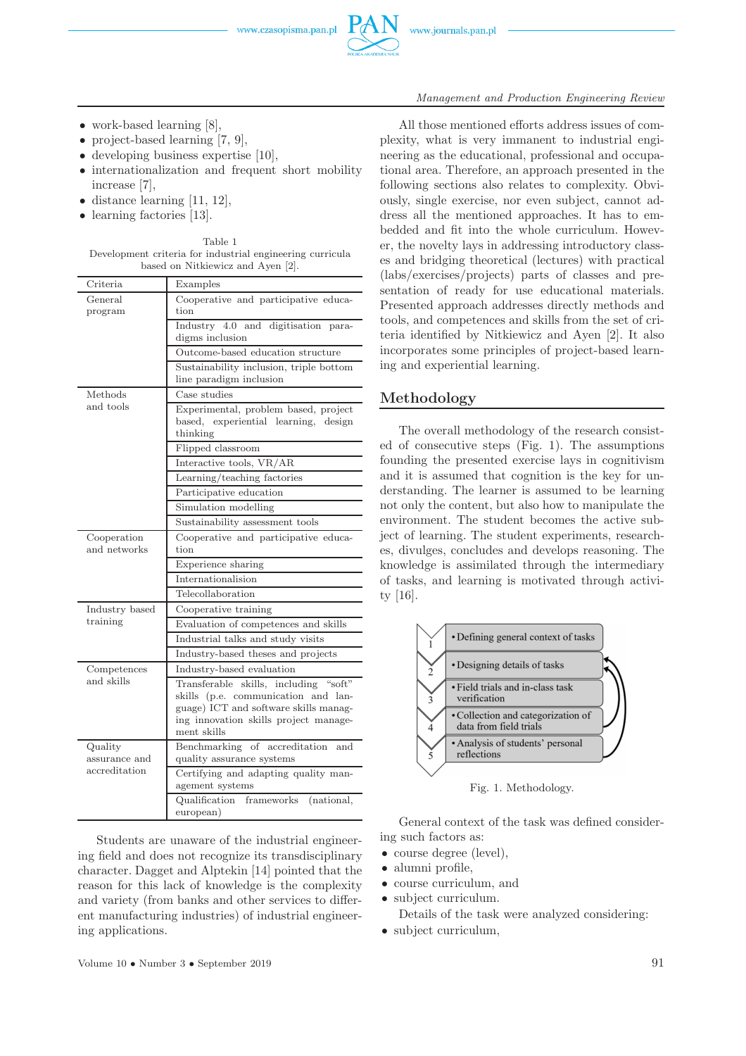- work-based learning [8],
- project-based learning [7, 9],
- developing business expertise [10],
- internationalization and frequent short mobility increase [7],
- distance learning [11, 12],
- learning factories [13].

Table 1
Development criteria for industrial engineering curricula based on Nitkiewicz and Ayen [2].

| Criteria | Examples |
|---|---|
| General program | Cooperative and participative education |
| | Industry 4.0 and digitisation paradigms inclusion |
| | Outcome-based education structure |
| | Sustainability inclusion, triple bottom line paradigm inclusion |
| Methods and tools | Case studies |
| | Experimental, problem based, project based, experiential learning, design thinking |
| | Flipped classroom |
| | Interactive tools, VR/AR |
| | Learning/teaching factories |
| | Participative education |
| | Simulation modelling |
| | Sustainability assessment tools |
| Cooperation and networks | Cooperative and participative education |
| | Experience sharing |
| | Internationalision |
| | Telecollaboration |
| Industry based training | Cooperative training |
| | Evaluation of competences and skills |
| | Industrial talks and study visits |
| | Industry-based theses and projects |
| Competences and skills | Industry-based evaluation |
| | Transferable skills, including "soft" skills (p.e. communication and language) ICT and software skills managing innovation skills project management skills |
| Quality assurance and accreditation | Benchmarking of accreditation and quality assurance systems |
| | Certifying and adapting quality management systems |
| | Qualification frameworks (national, european) |

Students are unaware of the industrial engineering field and does not recognize its transdisciplinary character. Dagget and Alptekin [14] pointed that the reason for this lack of knowledge is the complexity and variety (from banks and other services to different manufacturing industries) of industrial engineering applications.

All those mentioned efforts address issues of complexity, what is very immanent to industrial engineering as the educational, professional and occupational area. Therefore, an approach presented in the following sections also relates to complexity. Obviously, single exercise, nor even subject, cannot adress all the mentioned approaches. It has to embedded and fit into the whole curriculum. However, the novelty lays in addressing introductory classes and bridging theoretical (lectures) with practical (labs/exercises/projects) parts of classes and presentation of ready for use educational materials. Presented approach addresses directly methods and tools, and competences and skills from the set of criteria identified by Nitkiewicz and Ayen [2]. It also incorporates some principles of project-based learning and experiential learning.

## Methodology

The overall methodology of the research consisted of consecutive steps (Fig. 1). The assumptions founding the presented exercise lays in cognitivism and it is assumed that cognition is the key for understanding. The learner is assumed to be learning not only the content, but also how to manipulate the environment. The student becomes the active subject of learning. The student experiments, researches, divulges, concludes and develops reasoning. The knowledge is assimilated through the intermediary of tasks, and learning is motivated through activity [16].

1. Defining general context of tasks
2. Designing details of tasks
3. Field trials and in-class task verification
4. Collection and categorization of data from field trials
5. Analysis of students' personal reflections

Fig. 1. Methodology.

General context of the task was defined considering such factors as:
- course degree (level),
- alumni profile,
- course curriculum, and
- subject curriculum.

Details of the task were analyzed considering:
- subject curriculum,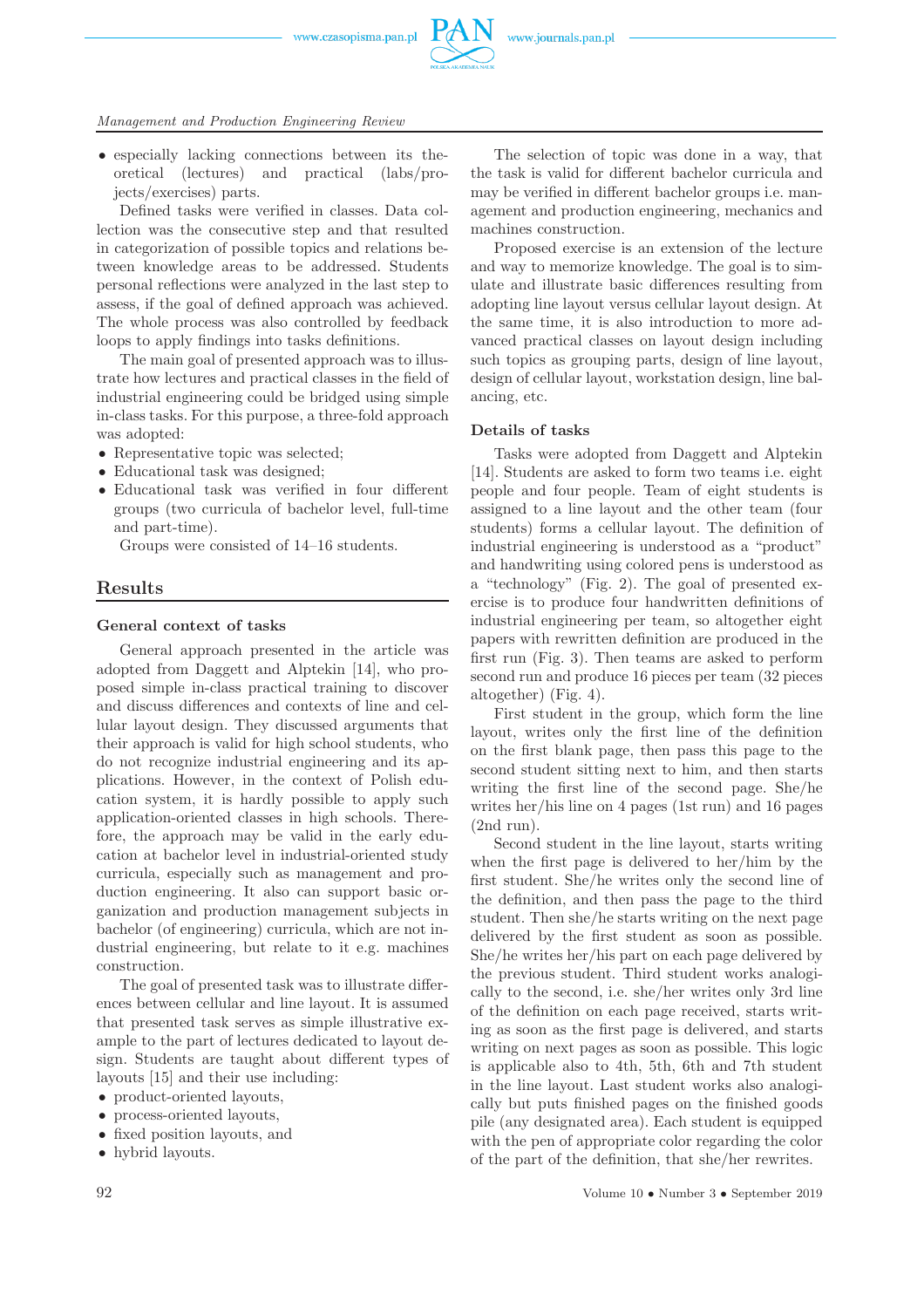- especially lacking connections between its theoretical (lectures) and practical (labs/projects/exercises) parts.

Defined tasks were verified in classes. Data collection was the consecutive step and that resulted in categorization of possible topics and relations between knowledge areas to be addressed. Students personal reflections were analyzed in the last step to assess, if the goal of defined approach was achieved. The whole process was also controlled by feedback loops to apply findings into tasks definitions.

The main goal of presented approach was to illustrate how lectures and practical classes in the field of industrial engineering could be bridged using simple in-class tasks. For this purpose, a three-fold approach was adopted:

- Representative topic was selected;
- Educational task was designed;
- Educational task was verified in four different groups (two curricula of bachelor level, full-time and part-time).

Groups were consisted of 14–16 students.

## Results

### General context of tasks

General approach presented in the article was adopted from Daggett and Alptekin [14], who proposed simple in-class practical training to discover and discuss differences and contexts of line and cellular layout design. They discussed arguments that their approach is valid for high school students, who do not recognize industrial engineering and its applications. However, in the context of Polish education system, it is hardly possible to apply such application-oriented classes in high schools. Therefore, the approach may be valid in the early education at bachelor level in industrial-oriented study curricula, especially such as management and production engineering. It also can support basic organization and production management subjects in bachelor (of engineering) curricula, which are not industrial engineering, but relate to it e.g. machines construction.

The goal of presented task was to illustrate differences between cellular and line layout. It is assumed that presented task serves as simple illustrative example to the part of lectures dedicated to layout design. Students are taught about different types of layouts [15] and their use including:

- product-oriented layouts,
- process-oriented layouts,
- fixed position layouts, and
- hybrid layouts.

The selection of topic was done in a way, that the task is valid for different bachelor curricula and may be verified in different bachelor groups i.e. management and production engineering, mechanics and machines construction.

Proposed exercise is an extension of the lecture and way to memorize knowledge. The goal is to simulate and illustrate basic differences resulting from adopting line layout versus cellular layout design. At the same time, it is also introduction to more advanced practical classes on layout design including such topics as grouping parts, design of line layout, design of cellular layout, workstation design, line balancing, etc.

### Details of tasks

Tasks were adopted from Daggett and Alptekin [14]. Students are asked to form two teams i.e. eight people and four people. Team of eight students is assigned to a line layout and the other team (four students) forms a cellular layout. The definition of industrial engineering is understood as a "product" and handwriting using colored pens is understood as a "technology" (Fig. 2). The goal of presented exercise is to produce four handwritten definitions of industrial engineering per team, so altogether eight papers with rewritten definition are produced in the first run (Fig. 3). Then teams are asked to perform second run and produce 16 pieces per team (32 pieces altogether) (Fig. 4).

First student in the group, which form the line layout, writes only the first line of the definition on the first blank page, then pass this page to the second student sitting next to him, and then starts writing the first line of the second page. She/he writes her/his line on 4 pages (1st run) and 16 pages (2nd run).

Second student in the line layout, starts writing when the first page is delivered to her/him by the first student. She/he writes only the second line of the definition, and then pass the page to the third student. Then she/he starts writing on the next page delivered by the first student as soon as possible. She/he writes her/his part on each page delivered by the previous student. Third student works analogically to the second, i.e. she/her writes only 3rd line of the definition on each page received, starts writing as soon as the first page is delivered, and starts writing on next pages as soon as possible. This logic is applicable also to 4th, 5th, 6th and 7th student in the line layout. Last student works also analogically but puts finished pages on the finished goods pile (any designated area). Each student is equipped with the pen of appropriate color regarding the color of the part of the definition, that she/her rewrites.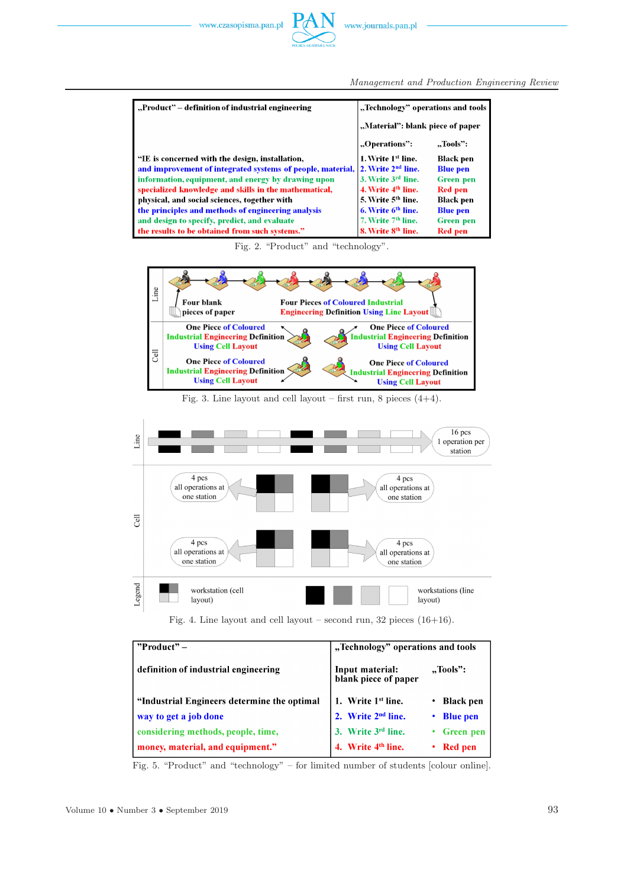| „Product" – definition of industrial engineering | „Technology" operations and tools | |
|---|---|---|
| | „Material": blank piece of paper | |
| | „Operations": | „Tools": |
| "IE is concerned with the design, installation, | 1. Write 1st line. | Black pen |
| and improvement of integrated systems of people, material, | 2. Write 2nd line. | Blue pen |
| information, equipment, and energy by drawing upon | 3. Write 3rd line. | Green pen |
| specialized knowledge and skills in the mathematical, | 4. Write 4th line. | Red pen |
| physical, and social sciences, together with | 5. Write 5th line. | Black pen |
| the principles and methods of engineering analysis | 6. Write 6th line. | Blue pen |
| and design to specify, predict, and evaluate | 7. Write 7th line. | Green pen |
| the results to be obtained from such systems." | 8. Write 8th line. | Red pen |

Fig. 2. "Product" and "technology".

Line: Four blank pieces of paper → Four Pieces of Coloured Industrial Engineering Definition Using Line Layout

Cell: One Piece of Coloured Industrial Engineering Definition Using Cell Layout (×4)

Fig. 3. Line layout and cell layout – first run, 8 pieces (4+4).

Line: 16 pcs, 1 operation per station

Cell: 4 pcs, all operations at one station (×4)

Legend: workstation (cell layout); workstations (line layout)

Fig. 4. Line layout and cell layout – second run, 32 pieces (16+16).

| "Product" – definition of industrial engineering | „Technology" operations and tools | |
|---|---|---|
| | Input material: blank piece of paper | „Tools": |
| "Industrial Engineers determine the optimal | 1. Write 1st line. | • Black pen |
| way to get a job done | 2. Write 2nd line. | • Blue pen |
| considering methods, people, time, | 3. Write 3rd line. | • Green pen |
| money, material, and equipment." | 4. Write 4th line. | • Red pen |

Fig. 5. "Product" and "technology" – for limited number of students [colour online].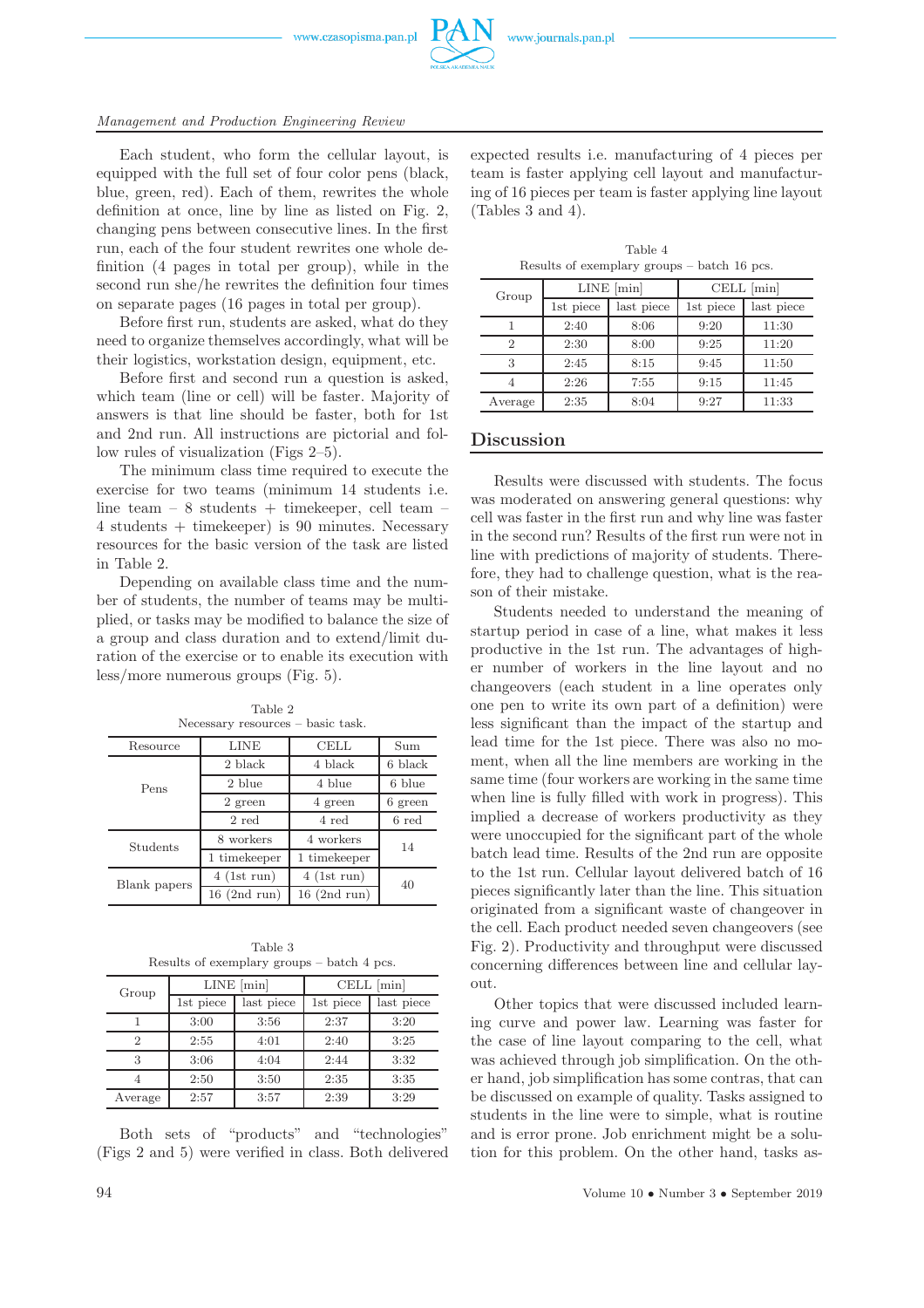Each student, who form the cellular layout, is equipped with the full set of four color pens (black, blue, green, red). Each of them, rewrites the whole definition at once, line by line as listed on Fig. 2, changing pens between consecutive lines. In the first run, each of the four student rewrites one whole definition (4 pages in total per group), while in the second run she/he rewrites the definition four times on separate pages (16 pages in total per group).

Before first run, students are asked, what do they need to organize themselves accordingly, what will be their logistics, workstation design, equipment, etc.

Before first and second run a question is asked, which team (line or cell) will be faster. Majority of answers is that line should be faster, both for 1st and 2nd run. All instructions are pictorial and follow rules of visualization (Figs 2–5).

The minimum class time required to execute the exercise for two teams (minimum 14 students i.e. line team – 8 students + timekeeper, cell team – 4 students + timekeeper) is 90 minutes. Necessary resources for the basic version of the task are listed in Table 2.

Depending on available class time and the number of students, the number of teams may be multiplied, or tasks may be modified to balance the size of a group and class duration and to extend/limit duration of the exercise or to enable its execution with less/more numerous groups (Fig. 5).

Table 2
Necessary resources – basic task.

| Resource | LINE | CELL | Sum |
|---|---|---|---|
| Pens | 2 black | 4 black | 6 black |
| | 2 blue | 4 blue | 6 blue |
| | 2 green | 4 green | 6 green |
| | 2 red | 4 red | 6 red |
| Students | 8 workers | 4 workers | 14 |
| | 1 timekeeper | 1 timekeeper | |
| Blank papers | 4 (1st run) | 4 (1st run) | 40 |
| | 16 (2nd run) | 16 (2nd run) | |

Table 3
Results of exemplary groups – batch 4 pcs.

| Group | LINE [min] | | CELL [min] | |
|---|---|---|---|---|
| | 1st piece | last piece | 1st piece | last piece |
| 1 | 3:00 | 3:56 | 2:37 | 3:20 |
| 2 | 2:55 | 4:01 | 2:40 | 3:25 |
| 3 | 3:06 | 4:04 | 2:44 | 3:32 |
| 4 | 2:50 | 3:50 | 2:35 | 3:35 |
| Average | 2:57 | 3:57 | 2:39 | 3:29 |

Both sets of "products" and "technologies" (Figs 2 and 5) were verified in class. Both delivered expected results i.e. manufacturing of 4 pieces per team is faster applying cell layout and manufacturing of 16 pieces per team is faster applying line layout (Tables 3 and 4).

Table 4
Results of exemplary groups – batch 16 pcs.

| Group | LINE [min] | | CELL [min] | |
|---|---|---|---|---|
| | 1st piece | last piece | 1st piece | last piece |
| 1 | 2:40 | 8:06 | 9:20 | 11:30 |
| 2 | 2:30 | 8:00 | 9:25 | 11:20 |
| 3 | 2:45 | 8:15 | 9:45 | 11:50 |
| 4 | 2:26 | 7:55 | 9:15 | 11:45 |
| Average | 2:35 | 8:04 | 9:27 | 11:33 |

## Discussion

Results were discussed with students. The focus was moderated on answering general questions: why cell was faster in the first run and why line was faster in the second run? Results of the first run were not in line with predictions of majority of students. Therefore, they had to challenge question, what is the reason of their mistake.

Students needed to understand the meaning of startup period in case of a line, what makes it less productive in the 1st run. The advantages of higher number of workers in the line layout and no changeovers (each student in a line operates only one pen to write its own part of a definition) were less significant than the impact of the startup and lead time for the 1st piece. There was also no moment, when all the line members are working in the same time (four workers are working in the same time when line is fully filled with work in progress). This implied a decrease of workers productivity as they were unoccupied for the significant part of the whole batch lead time. Results of the 2nd run are opposite to the 1st run. Cellular layout delivered batch of 16 pieces significantly later than the line. This situation originated from a significant waste of changeover in the cell. Each product needed seven changeovers (see Fig. 2). Productivity and throughput were discussed concerning differences between line and cellular layout.

Other topics that were discussed included learning curve and power law. Learning was faster for the case of line layout comparing to the cell, what was achieved through job simplification. On the other hand, job simplification has some contras, that can be discussed on example of quality. Tasks assigned to students in the line were to simple, what is routine and is error prone. Job enrichment might be a solution for this problem. On the other hand, tasks as-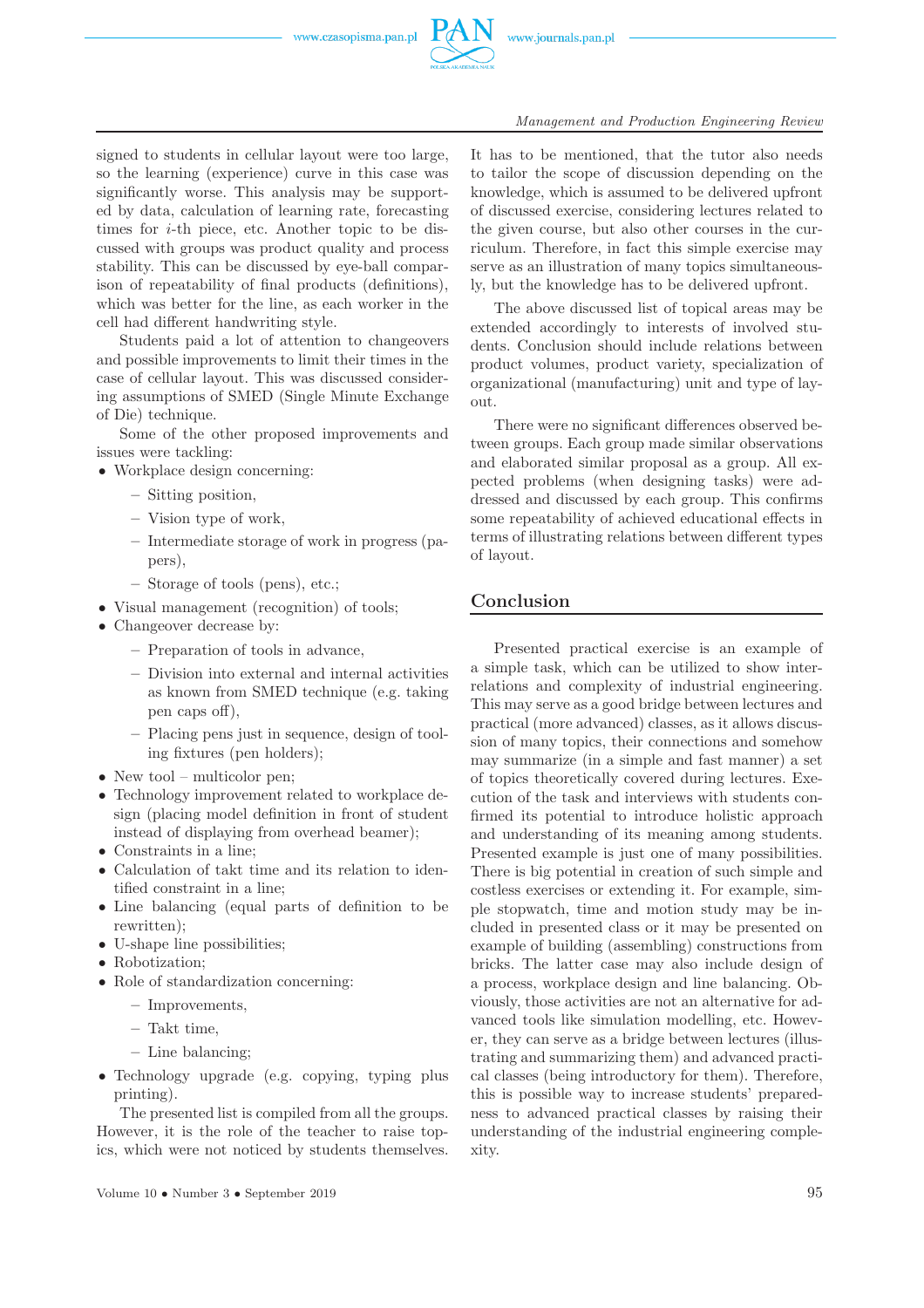signed to students in cellular layout were too large, so the learning (experience) curve in this case was significantly worse. This analysis may be supported by data, calculation of learning rate, forecasting times for $i$-th piece, etc. Another topic to be discussed with groups was product quality and process stability. This can be discussed by eye-ball comparison of repeatability of final products (definitions), which was better for the line, as each worker in the cell had different handwriting style.

Students paid a lot of attention to changeovers and possible improvements to limit their times in the case of cellular layout. This was discussed considering assumptions of SMED (Single Minute Exchange of Die) technique.

Some of the other proposed improvements and issues were tackling:

- Workplace design concerning:
  - Sitting position,
  - Vision type of work,
  - Intermediate storage of work in progress (papers),
  - Storage of tools (pens), etc.;
- Visual management (recognition) of tools;
- Changeover decrease by:
  - Preparation of tools in advance,
  - Division into external and internal activities as known from SMED technique (e.g. taking pen caps off),
  - Placing pens just in sequence, design of tooling fixtures (pen holders);
- New tool – multicolor pen;
- Technology improvement related to workplace design (placing model definition in front of student instead of displaying from overhead beamer);
- Constraints in a line;
- Calculation of takt time and its relation to identified constraint in a line;
- Line balancing (equal parts of definition to be rewritten);
- U-shape line possibilities;
- Robotization;
- Role of standardization concerning:
  - Improvements,
  - Takt time,
  - Line balancing;
- Technology upgrade (e.g. copying, typing plus printing).

The presented list is compiled from all the groups. However, it is the role of the teacher to raise topics, which were not noticed by students themselves. It has to be mentioned, that the tutor also needs to tailor the scope of discussion depending on the knowledge, which is assumed to be delivered upfront of discussed exercise, considering lectures related to the given course, but also other courses in the curriculum. Therefore, in fact this simple exercise may serve as an illustration of many topics simultaneously, but the knowledge has to be delivered upfront.

The above discussed list of topical areas may be extended accordingly to interests of involved students. Conclusion should include relations between product volumes, product variety, specialization of organizational (manufacturing) unit and type of layout.

There were no significant differences observed between groups. Each group made similar observations and elaborated similar proposal as a group. All expected problems (when designing tasks) were addressed and discussed by each group. This confirms some repeatability of achieved educational effects in terms of illustrating relations between different types of layout.

## Conclusion

Presented practical exercise is an example of a simple task, which can be utilized to show interrelations and complexity of industrial engineering. This may serve as a good bridge between lectures and practical (more advanced) classes, as it allows discussion of many topics, their connections and somehow may summarize (in a simple and fast manner) a set of topics theoretically covered during lectures. Execution of the task and interviews with students confirmed its potential to introduce holistic approach and understanding of its meaning among students. Presented example is just one of many possibilities. There is big potential in creation of such simple and costless exercises or extending it. For example, simple stopwatch, time and motion study may be included in presented class or it may be presented on example of building (assembling) constructions from bricks. The latter case may also include design of a process, workplace design and line balancing. Obviously, those activities are not an alternative for advanced tools like simulation modelling, etc. However, they can serve as a bridge between lectures (illustrating and summarizing them) and advanced practical classes (being introductory for them). Therefore, this is possible way to increase students' preparedness to advanced practical classes by raising their understanding of the industrial engineering complexity.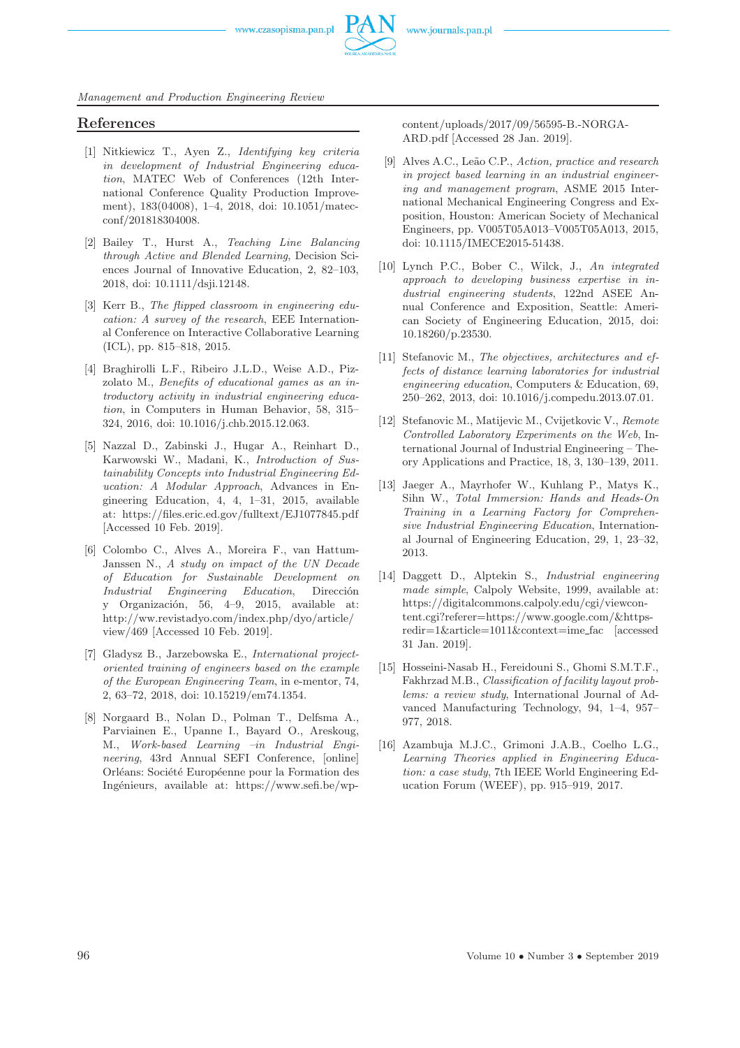## References

[1] Nitkiewicz T., Ayen Z., *Identifying key criteria in development of Industrial Engineering education*, MATEC Web of Conferences (12th International Conference Quality Production Improvement), 183(04008), 1–4, 2018, doi: 10.1051/matecconf/201818304008.

[2] Bailey T., Hurst A., *Teaching Line Balancing through Active and Blended Learning*, Decision Sciences Journal of Innovative Education, 2, 82–103, 2018, doi: 10.1111/dsji.12148.

[3] Kerr B., *The flipped classroom in engineering education: A survey of the research*, EEE International Conference on Interactive Collaborative Learning (ICL), pp. 815–818, 2015.

[4] Braghirolli L.F., Ribeiro J.L.D., Weise A.D., Pizzolato M., *Benefits of educational games as an introductory activity in industrial engineering education*, in Computers in Human Behavior, 58, 315–324, 2016, doi: 10.1016/j.chb.2015.12.063.

[5] Nazzal D., Zabinski J., Hugar A., Reinhart D., Karwowski W., Madani, K., *Introduction of Sustainability Concepts into Industrial Engineering Education: A Modular Approach*, Advances in Engineering Education, 4, 4, 1–31, 2015, available at: https://files.eric.ed.gov/fulltext/EJ1077845.pdf [Accessed 10 Feb. 2019].

[6] Colombo C., Alves A., Moreira F., van Hattum-Janssen N., *A study on impact of the UN Decade of Education for Sustainable Development on Industrial Engineering Education*, Dirección y Organización, 56, 4–9, 2015, available at: http://ww.revistadyo.com/index.php/dyo/article/view/469 [Accessed 10 Feb. 2019].

[7] Gladysz B., Jarzebowska E., *International project-oriented training of engineers based on the example of the European Engineering Team*, in e-mentor, 74, 2, 63–72, 2018, doi: 10.15219/em74.1354.

[8] Norgaard B., Nolan D., Polman T., Delfsma A., Parviainen E., Upanne I., Bayard O., Areskoug, M., *Work-based Learning –in Industrial Engineering*, 43rd Annual SEFI Conference, [online] Orléans: Société Européenne pour la Formation des Ingénieurs, available at: https://www.sefi.be/wp-content/uploads/2017/09/56595-B.-NORGAARD.pdf [Accessed 28 Jan. 2019].

[9] Alves A.C., Leão C.P., *Action, practice and research in project based learning in an industrial engineering and management program*, ASME 2015 International Mechanical Engineering Congress and Exposition, Houston: American Society of Mechanical Engineers, pp. V005T05A013–V005T05A013, 2015, doi: 10.1115/IMECE2015-51438.

[10] Lynch P.C., Bober C., Wilck, J., *An integrated approach to developing business expertise in industrial engineering students*, 122nd ASEE Annual Conference and Exposition, Seattle: American Society of Engineering Education, 2015, doi: 10.18260/p.23530.

[11] Stefanovic M., *The objectives, architectures and effects of distance learning laboratories for industrial engineering education*, Computers & Education, 69, 250–262, 2013, doi: 10.1016/j.compedu.2013.07.01.

[12] Stefanovic M., Matijevic M., Cvijetkovic V., *Remote Controlled Laboratory Experiments on the Web*, International Journal of Industrial Engineering – Theory Applications and Practice, 18, 3, 130–139, 2011.

[13] Jaeger A., Mayrhofer W., Kuhlang P., Matys K., Sihn W., *Total Immersion: Hands and Heads-On Training in a Learning Factory for Comprehensive Industrial Engineering Education*, International Journal of Engineering Education, 29, 1, 23–32, 2013.

[14] Daggett D., Alptekin S., *Industrial engineering made simple*, Calpoly Website, 1999, available at: https://digitalcommons.calpoly.edu/cgi/viewcontent.cgi?referer=https://www.google.com/&httpsredir=1&article=1011&context=ime_fac [accessed 31 Jan. 2019].

[15] Hosseini-Nasab H., Fereidouni S., Ghomi S.M.T.F., Fakhrzad M.B., *Classification of facility layout problems: a review study*, International Journal of Advanced Manufacturing Technology, 94, 1–4, 957–977, 2018.

[16] Azambuja M.J.C., Grimoni J.A.B., Coelho L.G., *Learning Theories applied in Engineering Education: a case study*, 7th IEEE World Engineering Education Forum (WEEF), pp. 915–919, 2017.